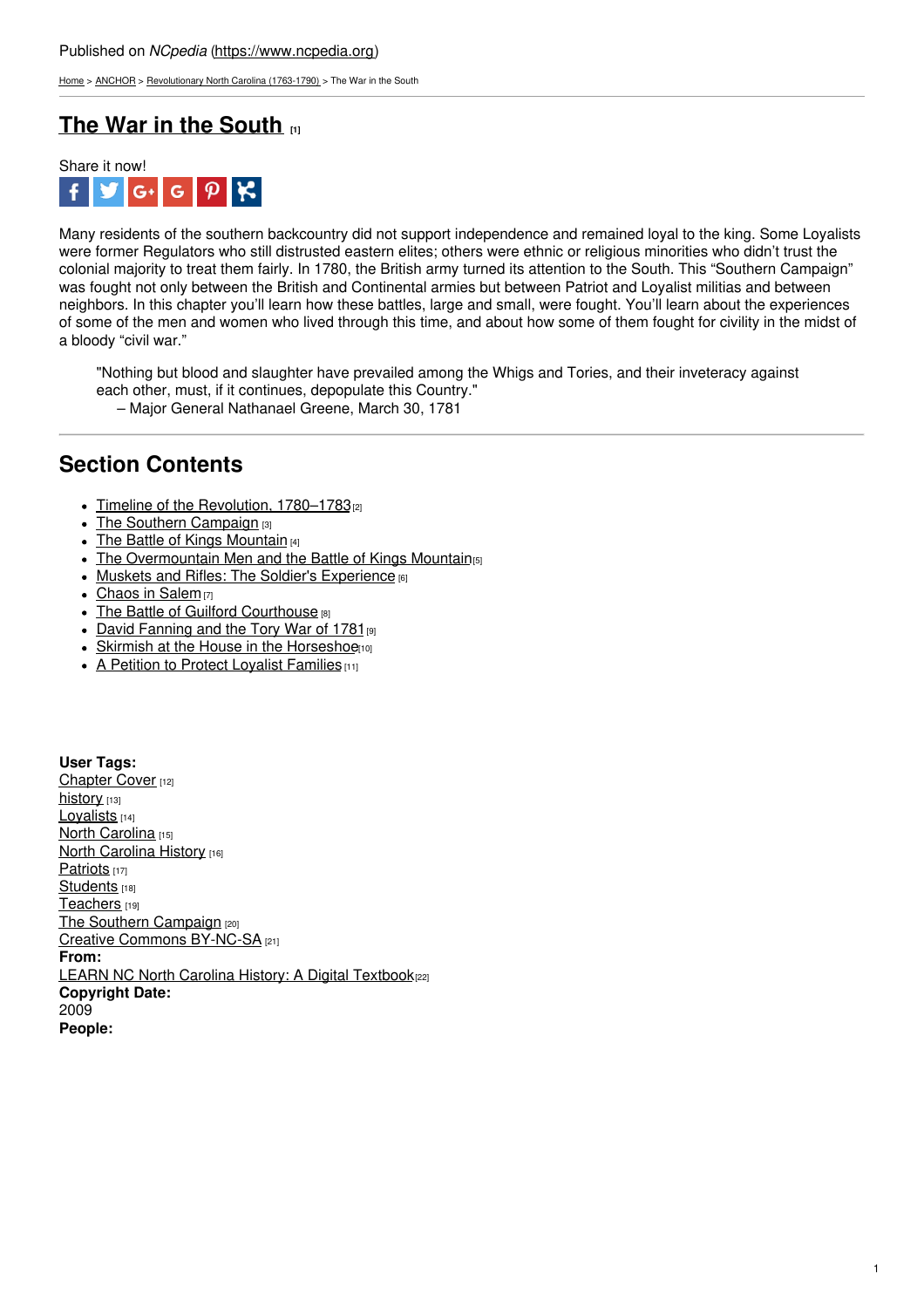Published on *NCpedia* (https://www.ncpedia.org)

Home > ANCHOR > Revolutionary North Carolina (1763-1790) > The War in the South

# The War in the South [1]

Share it now!

Many residents of the southern backcountry did not support independence and remained loyal to the king. Some Loyalists were former Regulators who still distrusted eastern elites; others were ethnic or religious minorities who didn't trust the colonial majority to treat them fairly. In 1780, the British army turned its attention to the South. This "Southern Campaign" was fought not only between the British and Continental armies but between Patriot and Loyalist militias and between neighbors. In this chapter you'll learn how these battles, large and small, were fought. You'll learn about the experiences of some of the men and women who lived through this time, and about how some of them fought for civility in the midst of a bloody "civil war."

> "Nothing but blood and slaughter have prevailed among the Whigs and Tories, and their inveteracy against each other, must, if it continues, depopulate this Country."
> – Major General Nathanael Greene, March 30, 1781

## Section Contents

- Timeline of the Revolution, 1780–1783 [2]
- The Southern Campaign [3]
- The Battle of Kings Mountain [4]
- The Overmountain Men and the Battle of Kings Mountain [5]
- Muskets and Rifles: The Soldier's Experience [6]
- Chaos in Salem [7]
- The Battle of Guilford Courthouse [8]
- David Fanning and the Tory War of 1781 [9]
- Skirmish at the House in the Horseshoe [10]
- A Petition to Protect Loyalist Families [11]

**User Tags:**
Chapter Cover [12]
history [13]
Loyalists [14]
North Carolina [15]
North Carolina History [16]
Patriots [17]
Students [18]
Teachers [19]
The Southern Campaign [20]
Creative Commons BY-NC-SA [21]
**From:**
LEARN NC North Carolina History: A Digital Textbook [22]
**Copyright Date:**
2009
**People:**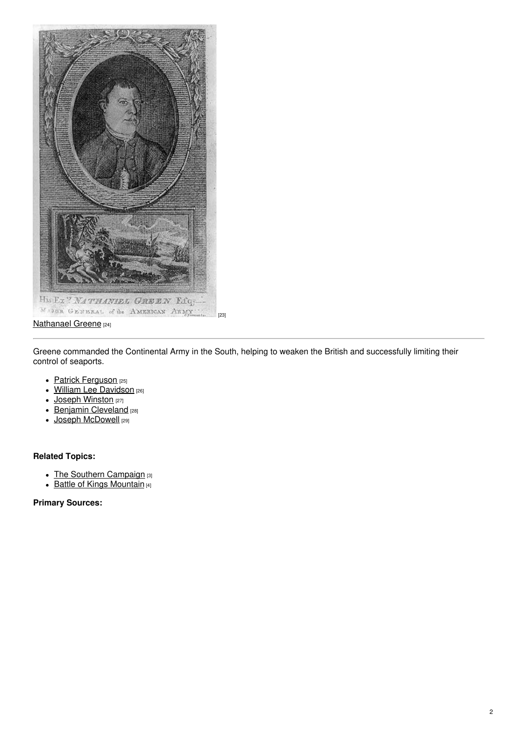His Ex.y NATHANIEL GREEN Esq.r
MAJOR GENERAL of the AMERICAN ARMY [23]

Nathanael Greene [24]

---

Greene commanded the Continental Army in the South, helping to weaken the British and successfully limiting their control of seaports.

- Patrick Ferguson [25]
- William Lee Davidson [26]
- Joseph Winston [27]
- Benjamin Cleveland [28]
- Joseph McDowell [29]

**Related Topics:**

- The Southern Campaign [3]
- Battle of Kings Mountain [4]

**Primary Sources:**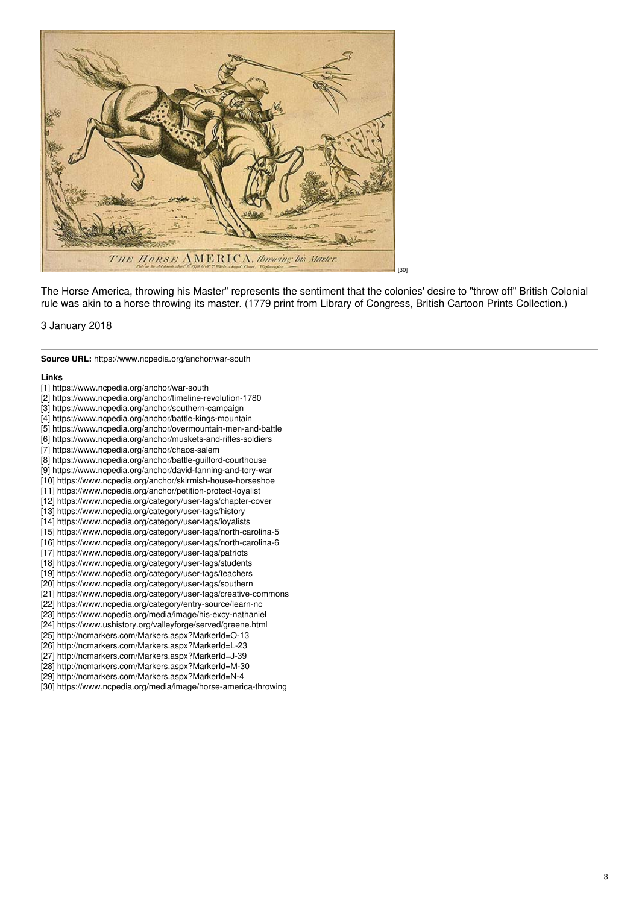[30]

The Horse America, throwing his Master" represents the sentiment that the colonies' desire to "throw off" British Colonial rule was akin to a horse throwing its master. (1779 print from Library of Congress, British Cartoon Prints Collection.)

3 January 2018

**Source URL:** https://www.ncpedia.org/anchor/war-south

**Links**

[1] https://www.ncpedia.org/anchor/war-south
[2] https://www.ncpedia.org/anchor/timeline-revolution-1780
[3] https://www.ncpedia.org/anchor/southern-campaign
[4] https://www.ncpedia.org/anchor/battle-kings-mountain
[5] https://www.ncpedia.org/anchor/overmountain-men-and-battle
[6] https://www.ncpedia.org/anchor/muskets-and-rifles-soldiers
[7] https://www.ncpedia.org/anchor/chaos-salem
[8] https://www.ncpedia.org/anchor/battle-guilford-courthouse
[9] https://www.ncpedia.org/anchor/david-fanning-and-tory-war
[10] https://www.ncpedia.org/anchor/skirmish-house-horseshoe
[11] https://www.ncpedia.org/anchor/petition-protect-loyalist
[12] https://www.ncpedia.org/category/user-tags/chapter-cover
[13] https://www.ncpedia.org/category/user-tags/history
[14] https://www.ncpedia.org/category/user-tags/loyalists
[15] https://www.ncpedia.org/category/user-tags/north-carolina-5
[16] https://www.ncpedia.org/category/user-tags/north-carolina-6
[17] https://www.ncpedia.org/category/user-tags/patriots
[18] https://www.ncpedia.org/category/user-tags/students
[19] https://www.ncpedia.org/category/user-tags/teachers
[20] https://www.ncpedia.org/category/user-tags/southern
[21] https://www.ncpedia.org/category/user-tags/creative-commons
[22] https://www.ncpedia.org/category/entry-source/learn-nc
[23] https://www.ncpedia.org/media/image/his-excy-nathaniel
[24] https://www.ushistory.org/valleyforge/served/greene.html
[25] http://ncmarkers.com/Markers.aspx?MarkerId=O-13
[26] http://ncmarkers.com/Markers.aspx?MarkerId=L-23
[27] http://ncmarkers.com/Markers.aspx?MarkerId=J-39
[28] http://ncmarkers.com/Markers.aspx?MarkerId=M-30
[29] http://ncmarkers.com/Markers.aspx?MarkerId=N-4
[30] https://www.ncpedia.org/media/image/horse-america-throwing